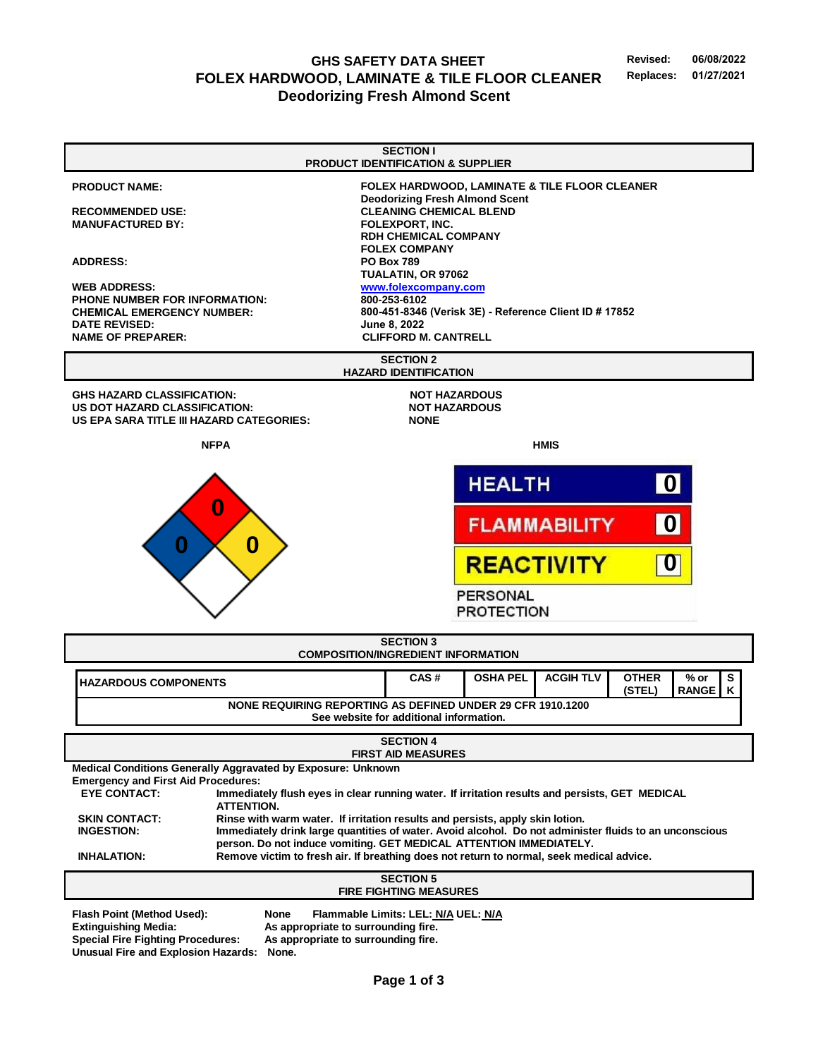# GHS SAFETY DATA SHEET
# FOLEX HARDWOOD, LAMINATE & TILE FLOOR CLEANER
## Deodorizing Fresh Almond Scent

**Revised:** 06/08/2022
**Replaces:** 01/27/2021

## SECTION I
## PRODUCT IDENTIFICATION & SUPPLIER

| | |
|---|---|
| **PRODUCT NAME:** | **FOLEX HARDWOOD, LAMINATE & TILE FLOOR CLEANER Deodorizing Fresh Almond Scent** |
| **RECOMMENDED USE:** | **CLEANING CHEMICAL BLEND** |
| **MANUFACTURED BY:** | **FOLEXPORT, INC. RDH CHEMICAL COMPANY FOLEX COMPANY** |
| **ADDRESS:** | **PO Box 789 TUALATIN, OR 97062** |
| **WEB ADDRESS:** | **www.folexcompany.com** |
| **PHONE NUMBER FOR INFORMATION:** | **800-253-6102** |
| **CHEMICAL EMERGENCY NUMBER:** | **800-451-8346 (Verisk 3E) - Reference Client ID # 17852** |
| **DATE REVISED:** | **June 8, 2022** |
| **NAME OF PREPARER:** | **CLIFFORD M. CANTRELL** |

## SECTION 2
## HAZARD IDENTIFICATION

| | |
|---|---|
| **GHS HAZARD CLASSIFICATION:** | **NOT HAZARDOUS** |
| **US DOT HAZARD CLASSIFICATION:** | **NOT HAZARDOUS** |
| **US EPA SARA TITLE III HAZARD CATEGORIES:** | **NONE** |

**NFPA**

Health: 0 | Flammability: 0 | Reactivity: 0

**HMIS**

| | |
|---|---|
| HEALTH | 0 |
| FLAMMABILITY | 0 |
| REACTIVITY | 0 |
| PERSONAL PROTECTION | |

## SECTION 3
## COMPOSITION/INGREDIENT INFORMATION

| HAZARDOUS COMPONENTS | CAS # | OSHA PEL | ACGIH TLV | OTHER (STEL) | % or RANGE | SK |
|---|---|---|---|---|---|---|
| NONE REQUIRING REPORTING AS DEFINED UNDER 29 CFR 1910.1200 See website for additional information. | | | | | | |

## SECTION 4
## FIRST AID MEASURES

**Medical Conditions Generally Aggravated by Exposure:** Unknown

**Emergency and First Aid Procedures:**

| | |
|---|---|
| **EYE CONTACT:** | Immediately flush eyes in clear running water. If irritation results and persists, GET MEDICAL ATTENTION. |
| **SKIN CONTACT:** | Rinse with warm water. If irritation results and persists, apply skin lotion. |
| **INGESTION:** | Immediately drink large quantities of water. Avoid alcohol. Do not administer fluids to an unconscious person. Do not induce vomiting. GET MEDICAL ATTENTION IMMEDIATELY. |
| **INHALATION:** | Remove victim to fresh air. If breathing does not return to normal, seek medical advice. |

## SECTION 5
## FIRE FIGHTING MEASURES

| | |
|---|---|
| **Flash Point (Method Used):** | None &nbsp;&nbsp; **Flammable Limits: LEL:** N/A **UEL:** N/A |
| **Extinguishing Media:** | As appropriate to surrounding fire. |
| **Special Fire Fighting Procedures:** | As appropriate to surrounding fire. |
| **Unusual Fire and Explosion Hazards:** | None. |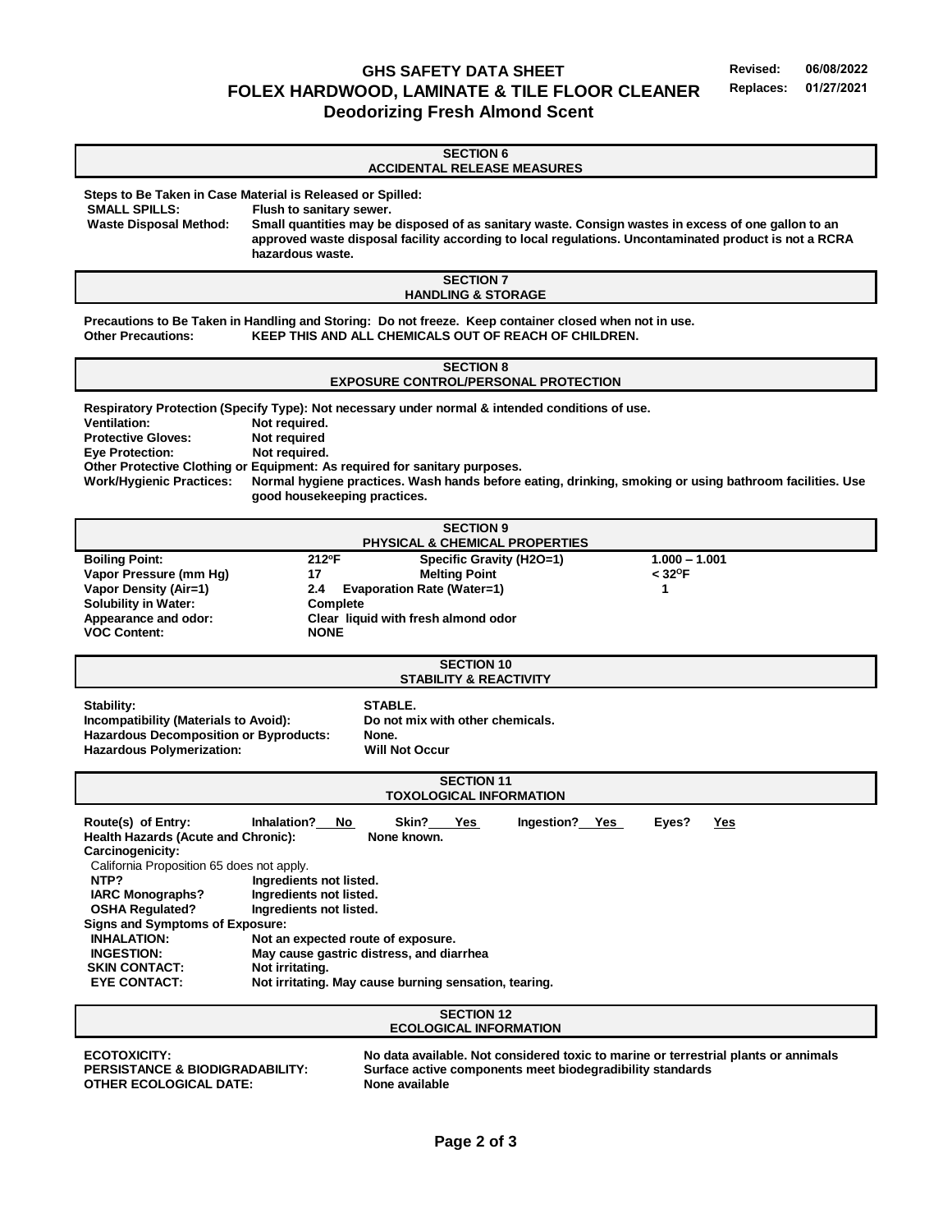# SECTION 6
## ACCIDENTAL RELEASE MEASURES

**Steps to Be Taken in Case Material is Released or Spilled:**

**SMALL SPILLS:** Flush to sanitary sewer.

**Waste Disposal Method:** Small quantities may be disposed of as sanitary waste. Consign wastes in excess of one gallon to an approved waste disposal facility according to local regulations. Uncontaminated product is not a RCRA hazardous waste.

# SECTION 7
## HANDLING & STORAGE

**Precautions to Be Taken in Handling and Storing:** Do not freeze. Keep container closed when not in use.

**Other Precautions:** KEEP THIS AND ALL CHEMICALS OUT OF REACH OF CHILDREN.

# SECTION 8
## EXPOSURE CONTROL/PERSONAL PROTECTION

**Respiratory Protection (Specify Type):** Not necessary under normal & intended conditions of use.

**Ventilation:** Not required.

**Protective Gloves:** Not required

**Eye Protection:** Not required.

**Other Protective Clothing or Equipment:** As required for sanitary purposes.

**Work/Hygienic Practices:** Normal hygiene practices. Wash hands before eating, drinking, smoking or using bathroom facilities. Use good housekeeping practices.

# SECTION 9
## PHYSICAL & CHEMICAL PROPERTIES

| | | | |
|---|---|---|---|
| **Boiling Point:** | 212ºF | **Specific Gravity (H2O=1)** | 1.000 – 1.001 |
| **Vapor Pressure (mm Hg)** | 17 | **Melting Point** | < 32ºF |
| **Vapor Density (Air=1)** | 2.4 | **Evaporation Rate (Water=1)** | 1 |
| **Solubility in Water:** | Complete | | |
| **Appearance and odor:** | Clear liquid with fresh almond odor | | |
| **VOC Content:** | NONE | | |

# SECTION 10
## STABILITY & REACTIVITY

**Stability:** STABLE.

**Incompatibility (Materials to Avoid):** Do not mix with other chemicals.

**Hazardous Decomposition or Byproducts:** None.

**Hazardous Polymerization:** Will Not Occur

# SECTION 11
## TOXOLOGICAL INFORMATION

**Route(s) of Entry:** Inhalation? No Skin? Yes Ingestion? Yes Eyes? Yes

**Health Hazards (Acute and Chronic):** None known.

**Carcinogenicity:**

California Proposition 65 does not apply.

**NTP?** Ingredients not listed.

**IARC Monographs?** Ingredients not listed.

**OSHA Regulated?** Ingredients not listed.

**Signs and Symptoms of Exposure:**

**INHALATION:** Not an expected route of exposure.

**INGESTION:** May cause gastric distress, and diarrhea

**SKIN CONTACT:** Not irritating.

**EYE CONTACT:** Not irritating. May cause burning sensation, tearing.

# SECTION 12
## ECOLOGICAL INFORMATION

**ECOTOXICITY:** No data available. Not considered toxic to marine or terrestrial plants or annimals

**PERSISTANCE & BIODIGRADABILITY:** Surface active components meet biodegradibility standards

**OTHER ECOLOGICAL DATE:** None available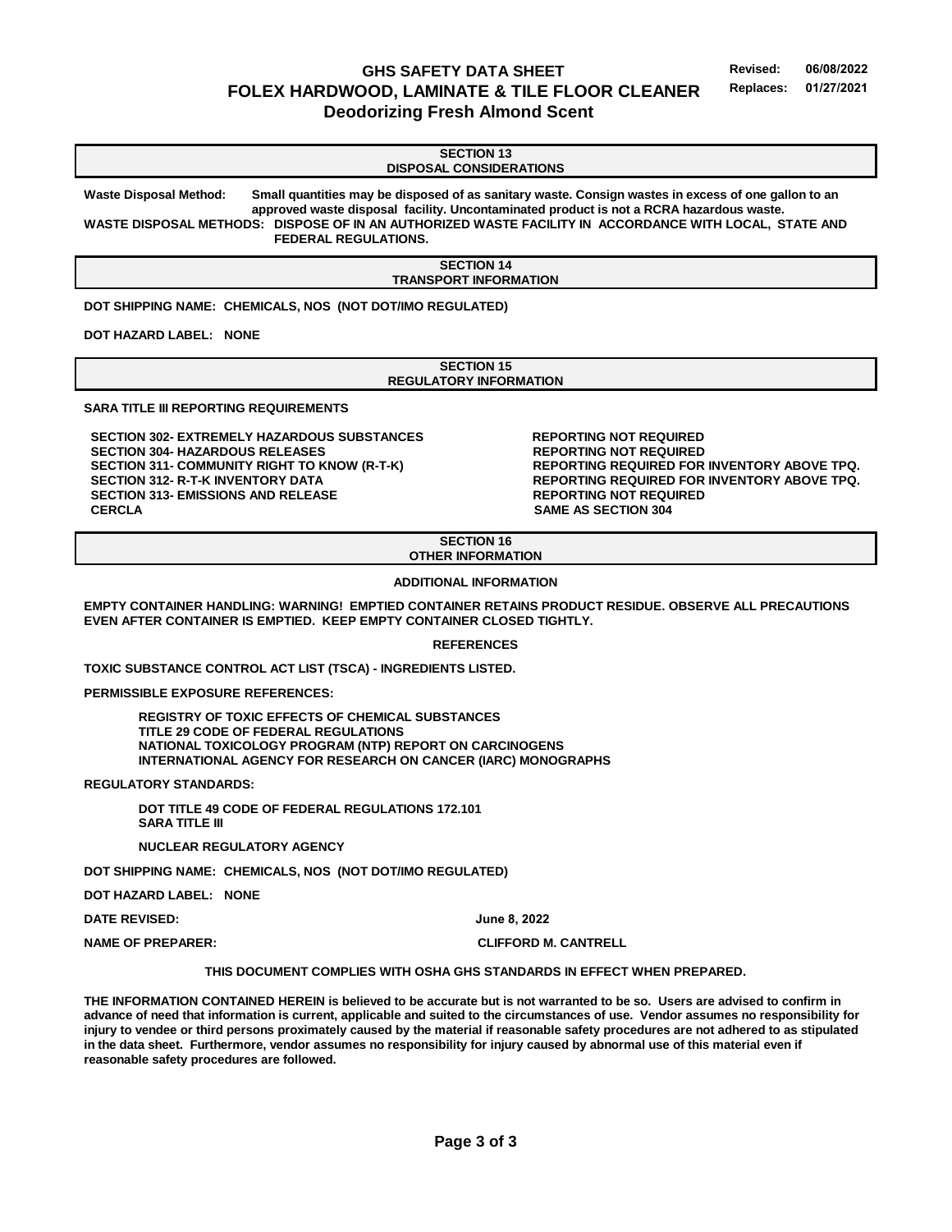## SECTION 13
## DISPOSAL CONSIDERATIONS

**Waste Disposal Method:** Small quantities may be disposed of as sanitary waste. Consign wastes in excess of one gallon to an approved waste disposal facility. Uncontaminated product is not a RCRA hazardous waste.

**WASTE DISPOSAL METHODS:** DISPOSE OF IN AN AUTHORIZED WASTE FACILITY IN ACCORDANCE WITH LOCAL, STATE AND FEDERAL REGULATIONS.

## SECTION 14
## TRANSPORT INFORMATION

**DOT SHIPPING NAME:** CHEMICALS, NOS (NOT DOT/IMO REGULATED)

**DOT HAZARD LABEL:** NONE

## SECTION 15
## REGULATORY INFORMATION

**SARA TITLE III REPORTING REQUIREMENTS**

| | |
|---|---|
| SECTION 302- EXTREMELY HAZARDOUS SUBSTANCES | REPORTING NOT REQUIRED |
| SECTION 304- HAZARDOUS RELEASES | REPORTING NOT REQUIRED |
| SECTION 311- COMMUNITY RIGHT TO KNOW (R-T-K) | REPORTING REQUIRED FOR INVENTORY ABOVE TPQ. |
| SECTION 312- R-T-K INVENTORY DATA | REPORTING REQUIRED FOR INVENTORY ABOVE TPQ. |
| SECTION 313- EMISSIONS AND RELEASE | REPORTING NOT REQUIRED |
| CERCLA | SAME AS SECTION 304 |

## SECTION 16
## OTHER INFORMATION

### ADDITIONAL INFORMATION

**EMPTY CONTAINER HANDLING:** WARNING! EMPTIED CONTAINER RETAINS PRODUCT RESIDUE. OBSERVE ALL PRECAUTIONS EVEN AFTER CONTAINER IS EMPTIED. KEEP EMPTY CONTAINER CLOSED TIGHTLY.

### REFERENCES

**TOXIC SUBSTANCE CONTROL ACT LIST (TSCA) - INGREDIENTS LISTED.**

**PERMISSIBLE EXPOSURE REFERENCES:**

REGISTRY OF TOXIC EFFECTS OF CHEMICAL SUBSTANCES
TITLE 29 CODE OF FEDERAL REGULATIONS
NATIONAL TOXICOLOGY PROGRAM (NTP) REPORT ON CARCINOGENS
INTERNATIONAL AGENCY FOR RESEARCH ON CANCER (IARC) MONOGRAPHS

**REGULATORY STANDARDS:**

DOT TITLE 49 CODE OF FEDERAL REGULATIONS 172.101
SARA TITLE III

NUCLEAR REGULATORY AGENCY

**DOT SHIPPING NAME:** CHEMICALS, NOS (NOT DOT/IMO REGULATED)

**DOT HAZARD LABEL:** NONE

**DATE REVISED:** June 8, 2022

**NAME OF PREPARER:** CLIFFORD M. CANTRELL

**THIS DOCUMENT COMPLIES WITH OSHA GHS STANDARDS IN EFFECT WHEN PREPARED.**

**THE INFORMATION CONTAINED HEREIN is believed to be accurate but is not warranted to be so. Users are advised to confirm in advance of need that information is current, applicable and suited to the circumstances of use. Vendor assumes no responsibility for injury to vendee or third persons proximately caused by the material if reasonable safety procedures are not adhered to as stipulated in the data sheet. Furthermore, vendor assumes no responsibility for injury caused by abnormal use of this material even if reasonable safety procedures are followed.**